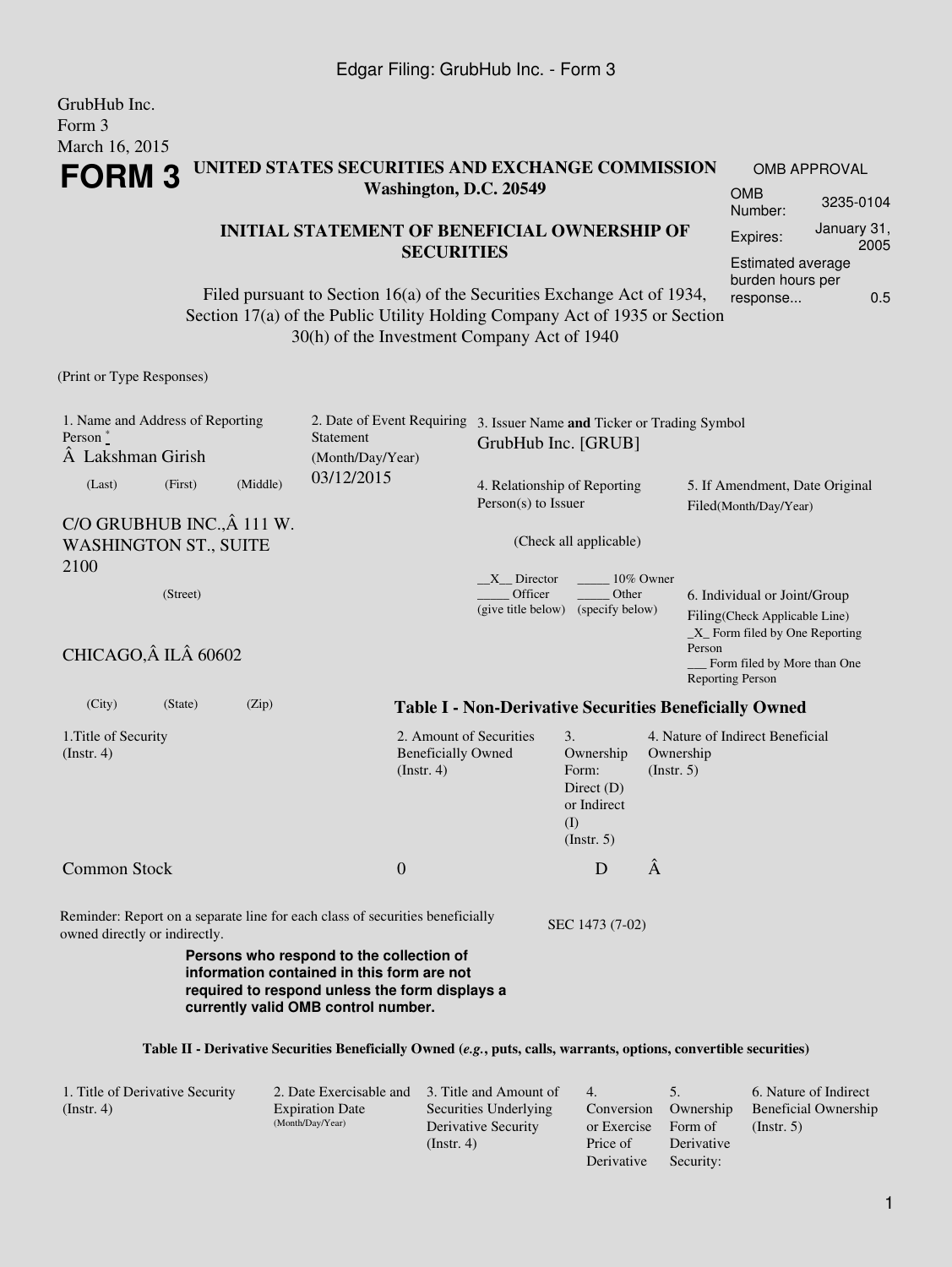GrubHub Inc.
Form 3
March 16, 2015

# FORM 3

**UNITED STATES SECURITIES AND EXCHANGE COMMISSION**
**Washington, D.C. 20549**

**INITIAL STATEMENT OF BENEFICIAL OWNERSHIP OF SECURITIES**

Filed pursuant to Section 16(a) of the Securities Exchange Act of 1934, Section 17(a) of the Public Utility Holding Company Act of 1935 or Section 30(h) of the Investment Company Act of 1940

| OMB APPROVAL | |
|---|---|
| OMB Number: | 3235-0104 |
| Expires: | January 31, 2005 |
| Estimated average burden hours per response... | 0.5 |

(Print or Type Responses)

1. Name and Address of Reporting Person *
Â Lakshman Girish
(Last) (First) (Middle)

C/O GRUBHUB INC.,Â 111 W. WASHINGTON ST., SUITE 2100
(Street)

CHICAGO,Â ILÂ 60602
(City) (State) (Zip)

2. Date of Event Requiring Statement (Month/Day/Year)
03/12/2015

3. Issuer Name **and** Ticker or Trading Symbol
GrubHub Inc. [GRUB]

4. Relationship of Reporting Person(s) to Issuer

(Check all applicable)

\_\_X\_\_ Director \_\_\_\_\_ 10% Owner
\_\_\_\_\_ Officer (give title below) \_\_\_\_\_ Other (specify below)

5. If Amendment, Date Original Filed(Month/Day/Year)

6. Individual or Joint/Group Filing(Check Applicable Line)
\_X\_ Form filed by One Reporting Person
\_\_\_ Form filed by More than One Reporting Person

**Table I - Non-Derivative Securities Beneficially Owned**

| 1.Title of Security (Instr. 4) | 2. Amount of Securities Beneficially Owned (Instr. 4) | 3. Ownership Form: Direct (D) or Indirect (I) (Instr. 5) | 4. Nature of Indirect Beneficial Ownership (Instr. 5) |
|---|---|---|---|
| Common Stock | 0 | D | Â |

Reminder: Report on a separate line for each class of securities beneficially owned directly or indirectly.

SEC 1473 (7-02)

**Persons who respond to the collection of information contained in this form are not required to respond unless the form displays a currently valid OMB control number.**

**Table II - Derivative Securities Beneficially Owned (*e.g.*, puts, calls, warrants, options, convertible securities)**

| 1. Title of Derivative Security (Instr. 4) | 2. Date Exercisable and Expiration Date (Month/Day/Year) | 3. Title and Amount of Securities Underlying Derivative Security (Instr. 4) | 4. Conversion or Exercise Price of Derivative | 5. Ownership Form of Derivative Security: | 6. Nature of Indirect Beneficial Ownership (Instr. 5) |
|---|---|---|---|---|---|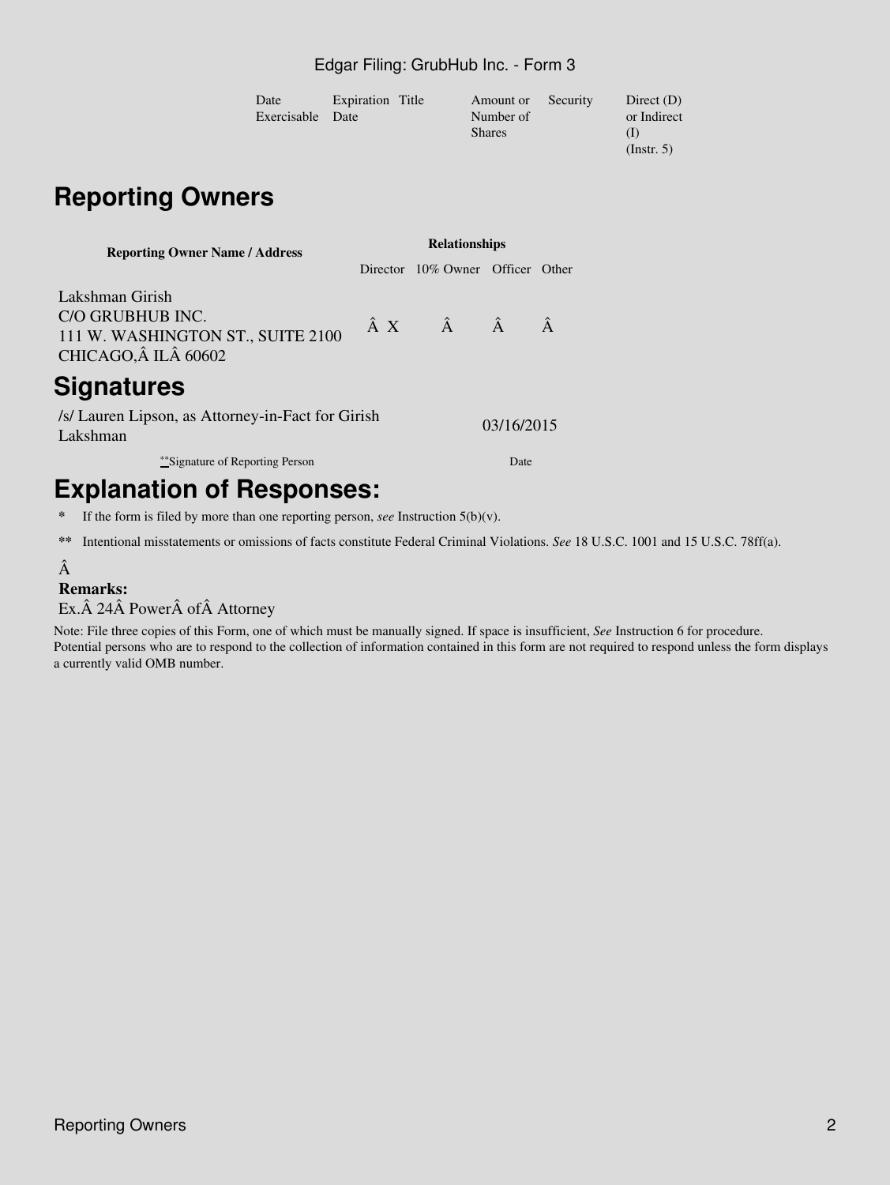| Date Exercisable | Expiration Date | Title | Amount or Number of Shares | Security | Direct (D) or Indirect (I) (Instr. 5) |
|---|---|---|---|---|---|

# Reporting Owners

| Reporting Owner Name / Address | Relationships | | | |
|---|---|---|---|---|
| | Director | 10% Owner | Officer | Other |
| Lakshman Girish<br>C/O GRUBHUB INC.<br>111 W. WASHINGTON ST., SUITE 2100<br>CHICAGO, IL 60602 | X | | | |

# Signatures

| | |
|---|---|
| /s/ Lauren Lipson, as Attorney-in-Fact for Girish Lakshman | 03/16/2015 |
| **Signature of Reporting Person | Date |

# Explanation of Responses:

* If the form is filed by more than one reporting person, *see* Instruction 5(b)(v).

** Intentional misstatements or omissions of facts constitute Federal Criminal Violations. *See* 18 U.S.C. 1001 and 15 U.S.C. 78ff(a).

**Remarks:**

Ex. 24 Power of Attorney

Note: File three copies of this Form, one of which must be manually signed. If space is insufficient, *See* Instruction 6 for procedure.
Potential persons who are to respond to the collection of information contained in this form are not required to respond unless the form displays a currently valid OMB number.